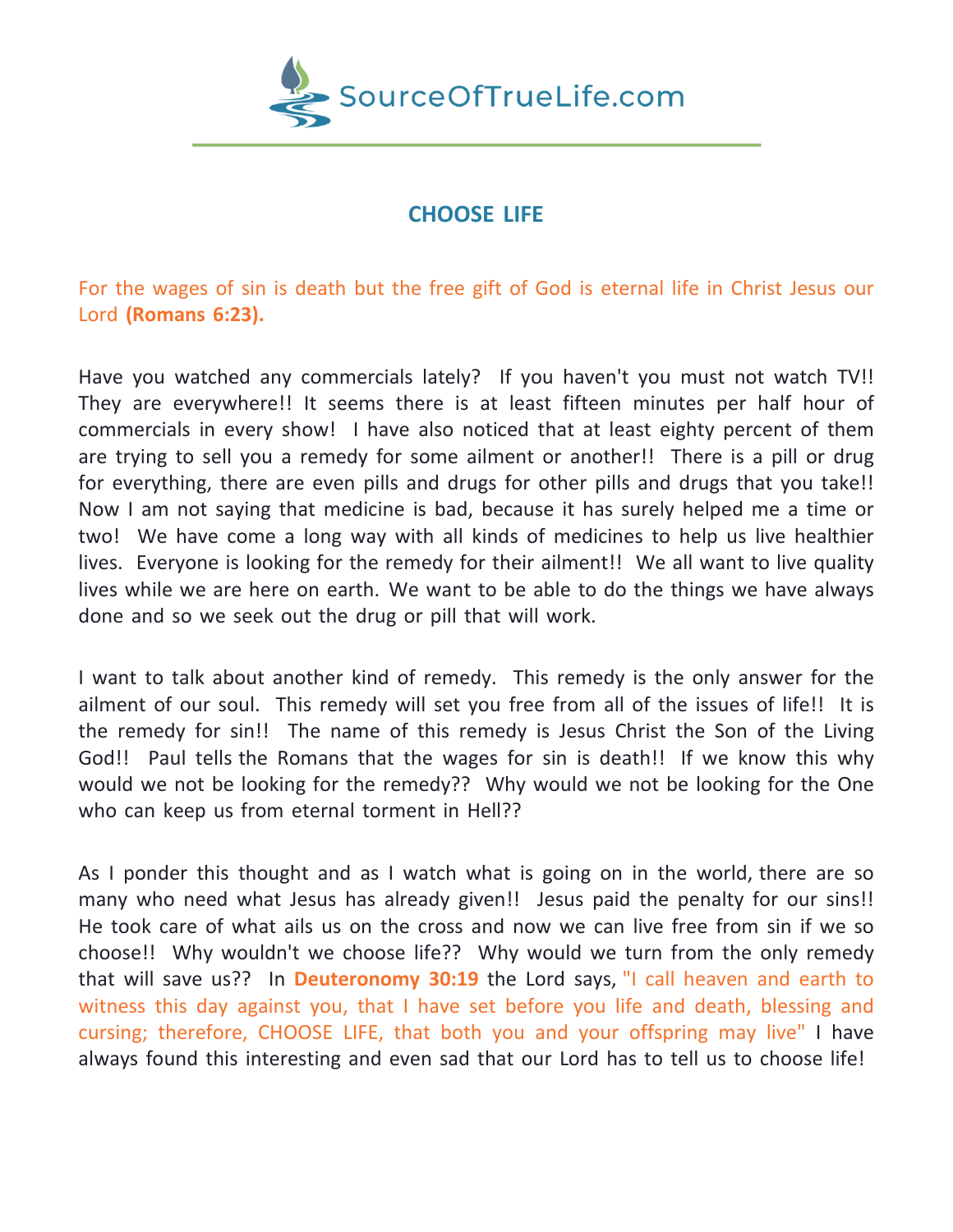SourceOfTrueLife.com

# CHOOSE LIFE

For the wages of sin is death but the free gift of God is eternal life in Christ Jesus our Lord **(Romans 6:23).**

Have you watched any commercials lately? If you haven't you must not watch TV!! They are everywhere!! It seems there is at least fifteen minutes per half hour of commercials in every show! I have also noticed that at least eighty percent of them are trying to sell you a remedy for some ailment or another!! There is a pill or drug for everything, there are even pills and drugs for other pills and drugs that you take!! Now I am not saying that medicine is bad, because it has surely helped me a time or two! We have come a long way with all kinds of medicines to help us live healthier lives. Everyone is looking for the remedy for their ailment!! We all want to live quality lives while we are here on earth. We want to be able to do the things we have always done and so we seek out the drug or pill that will work.

I want to talk about another kind of remedy. This remedy is the only answer for the ailment of our soul. This remedy will set you free from all of the issues of life!! It is the remedy for sin!! The name of this remedy is Jesus Christ the Son of the Living God!! Paul tells the Romans that the wages for sin is death!! If we know this why would we not be looking for the remedy?? Why would we not be looking for the One who can keep us from eternal torment in Hell??

As I ponder this thought and as I watch what is going on in the world, there are so many who need what Jesus has already given!! Jesus paid the penalty for our sins!! He took care of what ails us on the cross and now we can live free from sin if we so choose!! Why wouldn't we choose life?? Why would we turn from the only remedy that will save us?? In **Deuteronomy 30:19** the Lord says, "I call heaven and earth to witness this day against you, that I have set before you life and death, blessing and cursing; therefore, CHOOSE LIFE, that both you and your offspring may live" I have always found this interesting and even sad that our Lord has to tell us to choose life!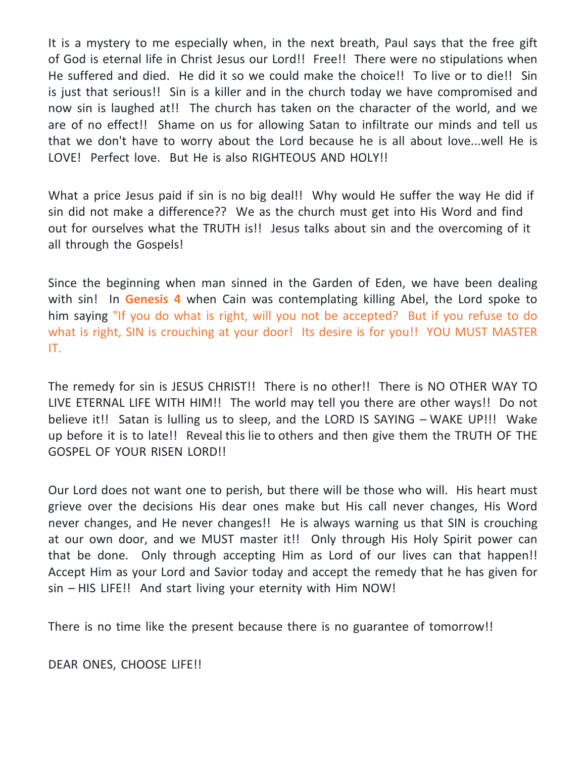It is a mystery to me especially when, in the next breath, Paul says that the free gift of God is eternal life in Christ Jesus our Lord!! Free!! There were no stipulations when He suffered and died. He did it so we could make the choice!! To live or to die!! Sin is just that serious!! Sin is a killer and in the church today we have compromised and now sin is laughed at!! The church has taken on the character of the world, and we are of no effect!! Shame on us for allowing Satan to infiltrate our minds and tell us that we don't have to worry about the Lord because he is all about love...well He is LOVE! Perfect love. But He is also RIGHTEOUS AND HOLY!!

What a price Jesus paid if sin is no big deal!! Why would He suffer the way He did if sin did not make a difference?? We as the church must get into His Word and find out for ourselves what the TRUTH is!! Jesus talks about sin and the overcoming of it all through the Gospels!

Since the beginning when man sinned in the Garden of Eden, we have been dealing with sin! In **Genesis 4** when Cain was contemplating killing Abel, the Lord spoke to him saying "If you do what is right, will you not be accepted? But if you refuse to do what is right, SIN is crouching at your door! Its desire is for you!! YOU MUST MASTER IT.

The remedy for sin is JESUS CHRIST!! There is no other!! There is NO OTHER WAY TO LIVE ETERNAL LIFE WITH HIM!! The world may tell you there are other ways!! Do not believe it!! Satan is lulling us to sleep, and the LORD IS SAYING – WAKE UP!!! Wake up before it is to late!! Reveal this lie to others and then give them the TRUTH OF THE GOSPEL OF YOUR RISEN LORD!!

Our Lord does not want one to perish, but there will be those who will. His heart must grieve over the decisions His dear ones make but His call never changes, His Word never changes, and He never changes!! He is always warning us that SIN is crouching at our own door, and we MUST master it!! Only through His Holy Spirit power can that be done. Only through accepting Him as Lord of our lives can that happen!! Accept Him as your Lord and Savior today and accept the remedy that he has given for sin – HIS LIFE!! And start living your eternity with Him NOW!

There is no time like the present because there is no guarantee of tomorrow!!

DEAR ONES, CHOOSE LIFE!!